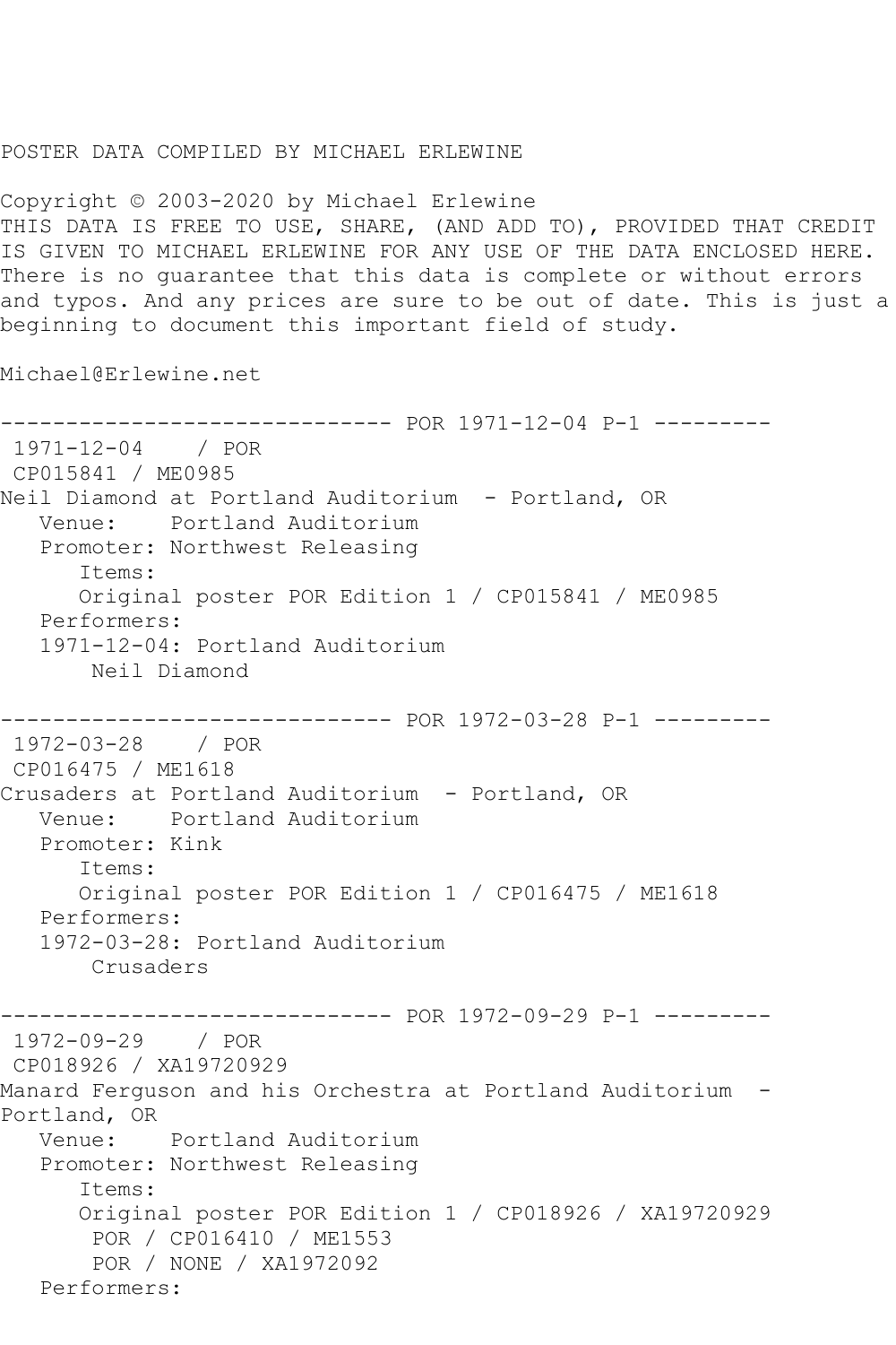POSTER DATA COMPILED BY MICHAEL ERLEWINE

Copyright © 2003-2020 by Michael Erlewine
THIS DATA IS FREE TO USE, SHARE, (AND ADD TO), PROVIDED THAT CREDIT IS GIVEN TO MICHAEL ERLEWINE FOR ANY USE OF THE DATA ENCLOSED HERE. There is no guarantee that this data is complete or without errors and typos. And any prices are sure to be out of date. This is just a beginning to document this important field of study.

Michael@Erlewine.net

```
------------------------------ POR 1971-12-04 P-1 ---------
 1971-12-04    / POR
 CP015841 / ME0985
Neil Diamond at Portland Auditorium  - Portland, OR
   Venue:    Portland Auditorium
   Promoter: Northwest Releasing
      Items:
      Original poster POR Edition 1 / CP015841 / ME0985
   Performers:
   1971-12-04: Portland Auditorium
       Neil Diamond

------------------------------ POR 1972-03-28 P-1 ---------
 1972-03-28    / POR
 CP016475 / ME1618
Crusaders at Portland Auditorium  - Portland, OR
   Venue:    Portland Auditorium
   Promoter: Kink
      Items:
      Original poster POR Edition 1 / CP016475 / ME1618
   Performers:
   1972-03-28: Portland Auditorium
       Crusaders

------------------------------ POR 1972-09-29 P-1 ---------
 1972-09-29    / POR
 CP018926 / XA19720929
Manard Ferguson and his Orchestra at Portland Auditorium  -
Portland, OR
   Venue:    Portland Auditorium
   Promoter: Northwest Releasing
      Items:
      Original poster POR Edition 1 / CP018926 / XA19720929
       POR / CP016410 / ME1553
       POR / NONE / XA1972092
   Performers:
```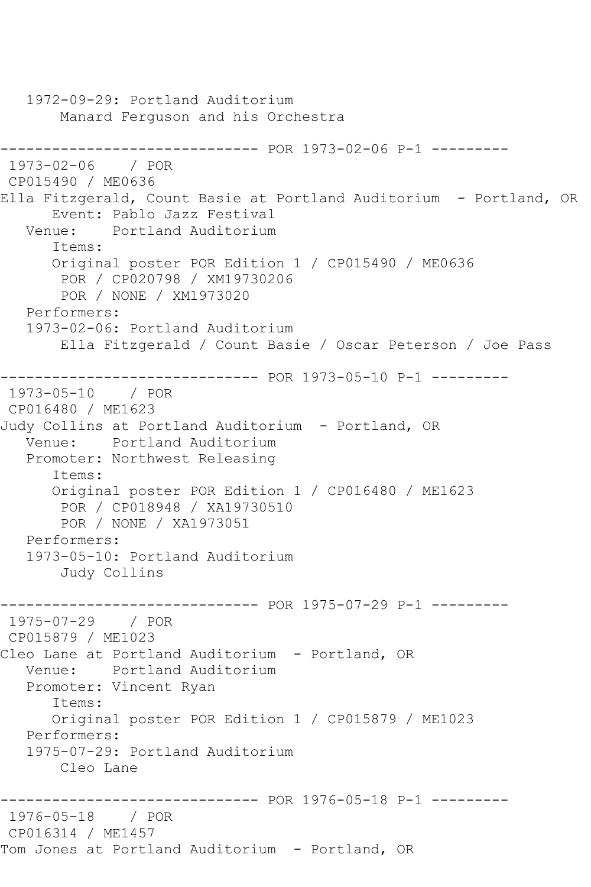```
   1972-09-29: Portland Auditorium
       Manard Ferguson and his Orchestra

------------------------------ POR 1973-02-06 P-1 ---------
 1973-02-06    / POR
 CP015490 / ME0636
Ella Fitzgerald, Count Basie at Portland Auditorium  - Portland, OR
      Event: Pablo Jazz Festival
   Venue:    Portland Auditorium
      Items:
      Original poster POR Edition 1 / CP015490 / ME0636
       POR / CP020798 / XM19730206
       POR / NONE / XM1973020
   Performers:
   1973-02-06: Portland Auditorium
       Ella Fitzgerald / Count Basie / Oscar Peterson / Joe Pass

------------------------------ POR 1973-05-10 P-1 ---------
 1973-05-10    / POR
 CP016480 / ME1623
Judy Collins at Portland Auditorium  - Portland, OR
   Venue:    Portland Auditorium
   Promoter: Northwest Releasing
      Items:
      Original poster POR Edition 1 / CP016480 / ME1623
       POR / CP018948 / XA19730510
       POR / NONE / XA1973051
   Performers:
   1973-05-10: Portland Auditorium
       Judy Collins

------------------------------ POR 1975-07-29 P-1 ---------
 1975-07-29    / POR
 CP015879 / ME1023
Cleo Lane at Portland Auditorium  - Portland, OR
   Venue:    Portland Auditorium
   Promoter: Vincent Ryan
      Items:
      Original poster POR Edition 1 / CP015879 / ME1023
   Performers:
   1975-07-29: Portland Auditorium
       Cleo Lane

------------------------------ POR 1976-05-18 P-1 ---------
 1976-05-18    / POR
 CP016314 / ME1457
Tom Jones at Portland Auditorium  - Portland, OR
```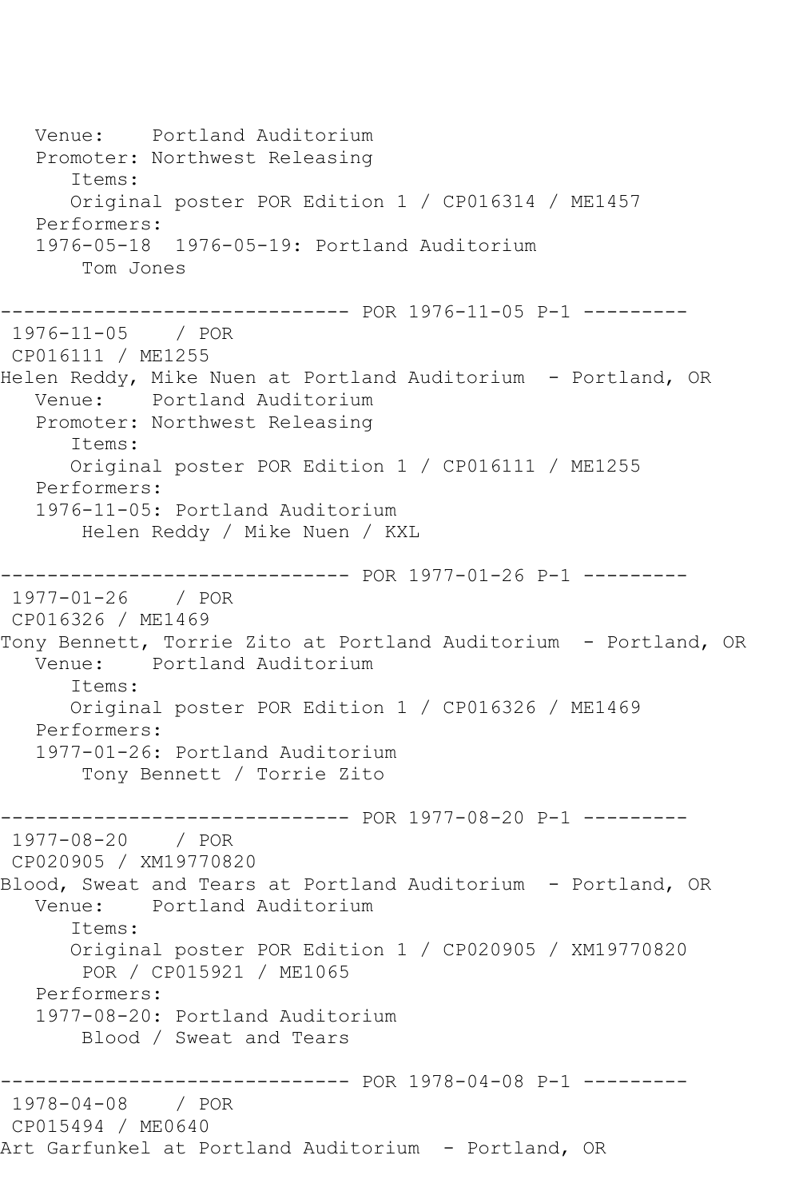```
   Venue:    Portland Auditorium
   Promoter: Northwest Releasing
      Items:
      Original poster POR Edition 1 / CP016314 / ME1457
   Performers:
   1976-05-18  1976-05-19: Portland Auditorium
       Tom Jones

------------------------------ POR 1976-11-05 P-1 ---------
 1976-11-05    / POR
 CP016111 / ME1255
Helen Reddy, Mike Nuen at Portland Auditorium  - Portland, OR
   Venue:    Portland Auditorium
   Promoter: Northwest Releasing
      Items:
      Original poster POR Edition 1 / CP016111 / ME1255
   Performers:
   1976-11-05: Portland Auditorium
       Helen Reddy / Mike Nuen / KXL

------------------------------ POR 1977-01-26 P-1 ---------
 1977-01-26    / POR
 CP016326 / ME1469
Tony Bennett, Torrie Zito at Portland Auditorium  - Portland, OR
   Venue:    Portland Auditorium
      Items:
      Original poster POR Edition 1 / CP016326 / ME1469
   Performers:
   1977-01-26: Portland Auditorium
       Tony Bennett / Torrie Zito

------------------------------ POR 1977-08-20 P-1 ---------
 1977-08-20    / POR
 CP020905 / XM19770820
Blood, Sweat and Tears at Portland Auditorium  - Portland, OR
   Venue:    Portland Auditorium
      Items:
      Original poster POR Edition 1 / CP020905 / XM19770820
       POR / CP015921 / ME1065
   Performers:
   1977-08-20: Portland Auditorium
       Blood / Sweat and Tears

------------------------------ POR 1978-04-08 P-1 ---------
 1978-04-08    / POR
 CP015494 / ME0640
Art Garfunkel at Portland Auditorium  - Portland, OR
```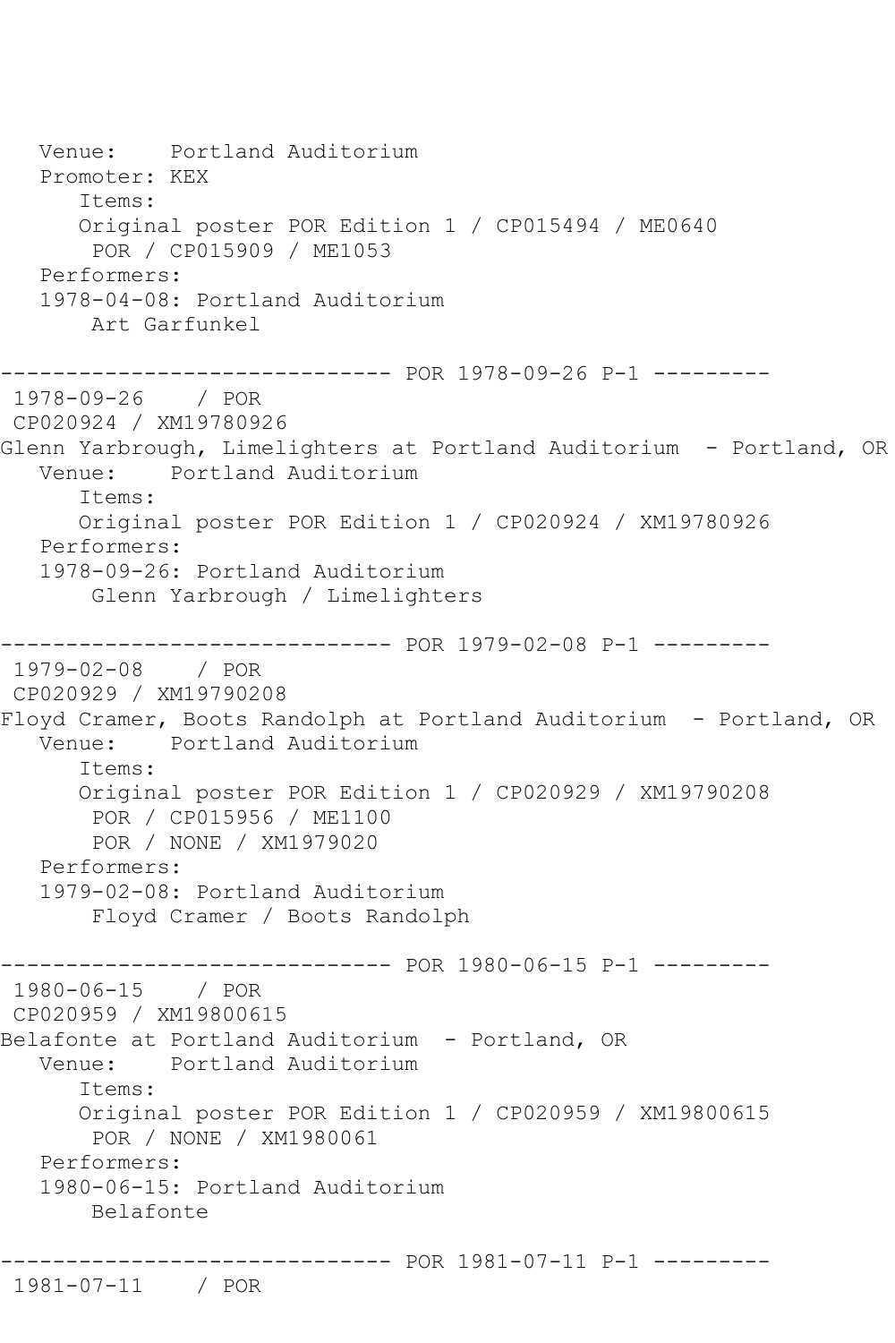```
   Venue:    Portland Auditorium
   Promoter: KEX
      Items:
      Original poster POR Edition 1 / CP015494 / ME0640
       POR / CP015909 / ME1053
   Performers:
   1978-04-08: Portland Auditorium
       Art Garfunkel

------------------------------ POR 1978-09-26 P-1 ---------
 1978-09-26    / POR
 CP020924 / XM19780926
Glenn Yarbrough, Limelighters at Portland Auditorium  - Portland, OR
   Venue:    Portland Auditorium
      Items:
      Original poster POR Edition 1 / CP020924 / XM19780926
   Performers:
   1978-09-26: Portland Auditorium
       Glenn Yarbrough / Limelighters

------------------------------ POR 1979-02-08 P-1 ---------
 1979-02-08    / POR
 CP020929 / XM19790208
Floyd Cramer, Boots Randolph at Portland Auditorium  - Portland, OR
   Venue:    Portland Auditorium
      Items:
      Original poster POR Edition 1 / CP020929 / XM19790208
       POR / CP015956 / ME1100
       POR / NONE / XM1979020
   Performers:
   1979-02-08: Portland Auditorium
       Floyd Cramer / Boots Randolph

------------------------------ POR 1980-06-15 P-1 ---------
 1980-06-15    / POR
 CP020959 / XM19800615
Belafonte at Portland Auditorium  - Portland, OR
   Venue:    Portland Auditorium
      Items:
      Original poster POR Edition 1 / CP020959 / XM19800615
       POR / NONE / XM1980061
   Performers:
   1980-06-15: Portland Auditorium
       Belafonte

------------------------------ POR 1981-07-11 P-1 ---------
 1981-07-11    / POR
```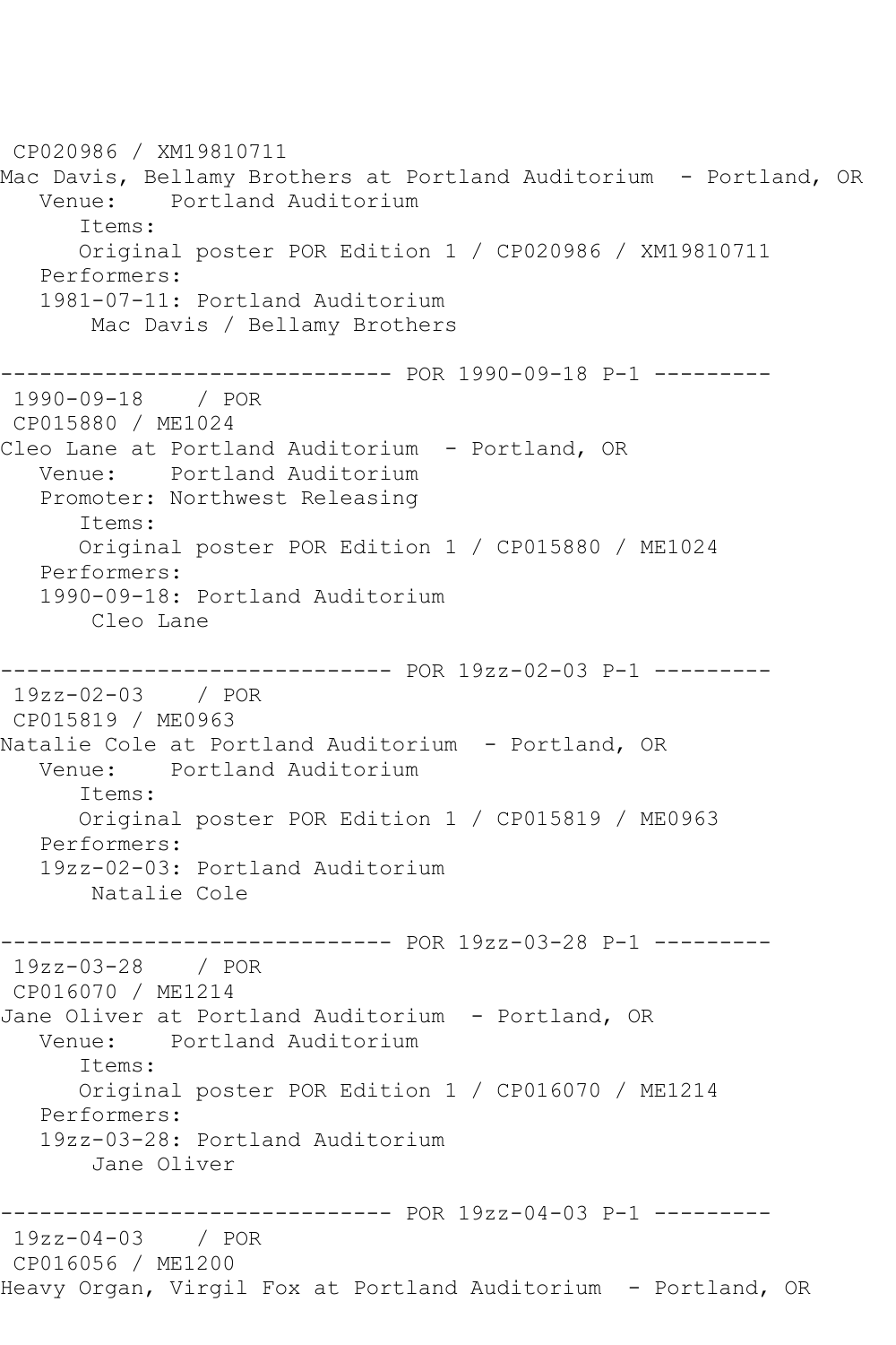CP020986 / XM19810711
Mac Davis, Bellamy Brothers at Portland Auditorium - Portland, OR
Venue: Portland Auditorium
Items:
Original poster POR Edition 1 / CP020986 / XM19810711
Performers:
1981-07-11: Portland Auditorium
Mac Davis / Bellamy Brothers

------------------------------ POR 1990-09-18 P-1 ---------
1990-09-18 / POR
CP015880 / ME1024
Cleo Lane at Portland Auditorium - Portland, OR
Venue: Portland Auditorium
Promoter: Northwest Releasing
Items:
Original poster POR Edition 1 / CP015880 / ME1024
Performers:
1990-09-18: Portland Auditorium
Cleo Lane

------------------------------ POR 19zz-02-03 P-1 ---------
19zz-02-03 / POR
CP015819 / ME0963
Natalie Cole at Portland Auditorium - Portland, OR
Venue: Portland Auditorium
Items:
Original poster POR Edition 1 / CP015819 / ME0963
Performers:
19zz-02-03: Portland Auditorium
Natalie Cole

------------------------------ POR 19zz-03-28 P-1 ---------
19zz-03-28 / POR
CP016070 / ME1214
Jane Oliver at Portland Auditorium - Portland, OR
Venue: Portland Auditorium
Items:
Original poster POR Edition 1 / CP016070 / ME1214
Performers:
19zz-03-28: Portland Auditorium
Jane Oliver

------------------------------ POR 19zz-04-03 P-1 ---------
19zz-04-03 / POR
CP016056 / ME1200
Heavy Organ, Virgil Fox at Portland Auditorium - Portland, OR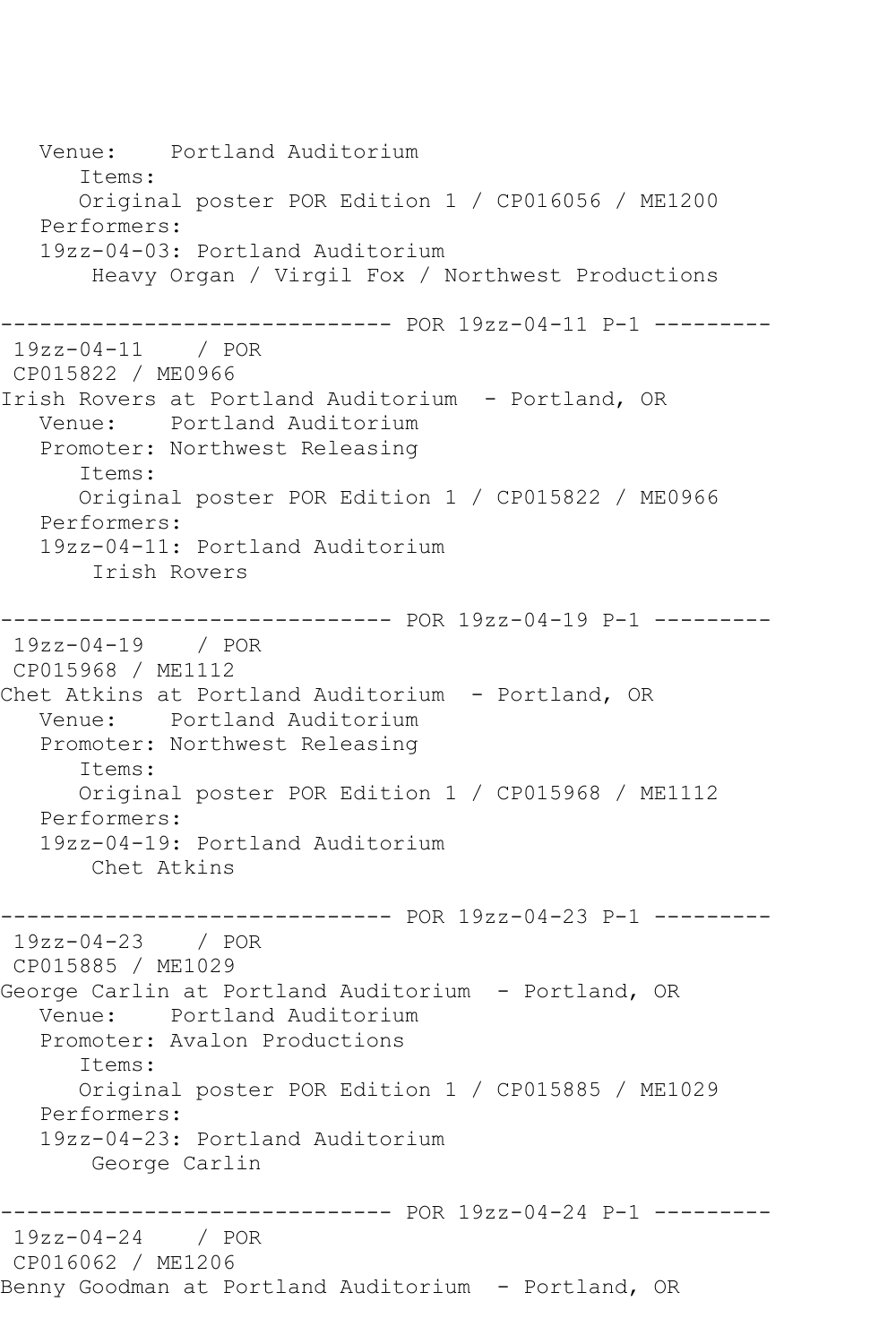```
   Venue:    Portland Auditorium
      Items:
      Original poster POR Edition 1 / CP016056 / ME1200
   Performers:
   19zz-04-03: Portland Auditorium
       Heavy Organ / Virgil Fox / Northwest Productions

------------------------------ POR 19zz-04-11 P-1 ---------
 19zz-04-11    / POR
 CP015822 / ME0966
Irish Rovers at Portland Auditorium  - Portland, OR
   Venue:    Portland Auditorium
   Promoter: Northwest Releasing
      Items:
      Original poster POR Edition 1 / CP015822 / ME0966
   Performers:
   19zz-04-11: Portland Auditorium
       Irish Rovers

------------------------------ POR 19zz-04-19 P-1 ---------
 19zz-04-19    / POR
 CP015968 / ME1112
Chet Atkins at Portland Auditorium  - Portland, OR
   Venue:    Portland Auditorium
   Promoter: Northwest Releasing
      Items:
      Original poster POR Edition 1 / CP015968 / ME1112
   Performers:
   19zz-04-19: Portland Auditorium
       Chet Atkins

------------------------------ POR 19zz-04-23 P-1 ---------
 19zz-04-23    / POR
 CP015885 / ME1029
George Carlin at Portland Auditorium  - Portland, OR
   Venue:    Portland Auditorium
   Promoter: Avalon Productions
      Items:
      Original poster POR Edition 1 / CP015885 / ME1029
   Performers:
   19zz-04-23: Portland Auditorium
       George Carlin

------------------------------ POR 19zz-04-24 P-1 ---------
 19zz-04-24    / POR
 CP016062 / ME1206
Benny Goodman at Portland Auditorium  - Portland, OR
```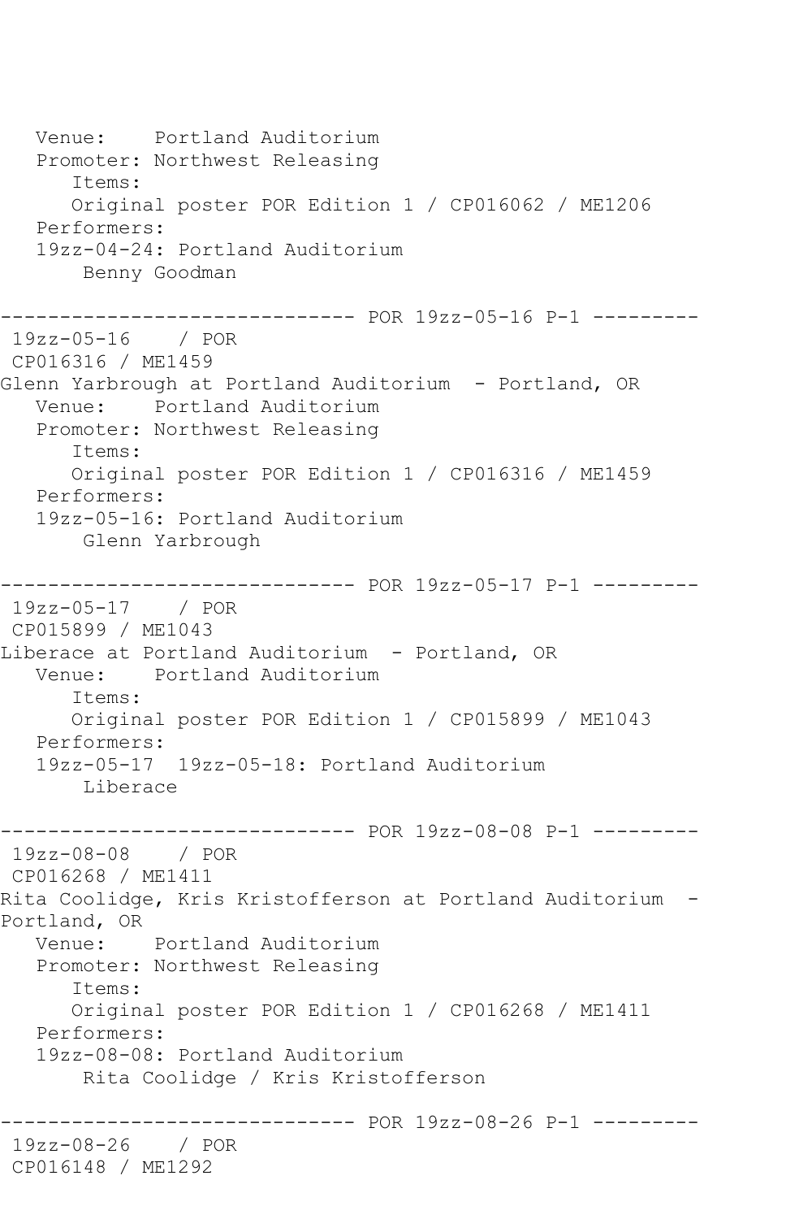```
   Venue:    Portland Auditorium
   Promoter: Northwest Releasing
      Items:
      Original poster POR Edition 1 / CP016062 / ME1206
   Performers:
   19zz-04-24: Portland Auditorium
       Benny Goodman

------------------------------ POR 19zz-05-16 P-1 ---------
 19zz-05-16    / POR
 CP016316 / ME1459
Glenn Yarbrough at Portland Auditorium  - Portland, OR
   Venue:    Portland Auditorium
   Promoter: Northwest Releasing
      Items:
      Original poster POR Edition 1 / CP016316 / ME1459
   Performers:
   19zz-05-16: Portland Auditorium
       Glenn Yarbrough

------------------------------ POR 19zz-05-17 P-1 ---------
 19zz-05-17    / POR
 CP015899 / ME1043
Liberace at Portland Auditorium  - Portland, OR
   Venue:    Portland Auditorium
      Items:
      Original poster POR Edition 1 / CP015899 / ME1043
   Performers:
   19zz-05-17  19zz-05-18: Portland Auditorium
       Liberace

------------------------------ POR 19zz-08-08 P-1 ---------
 19zz-08-08    / POR
 CP016268 / ME1411
Rita Coolidge, Kris Kristofferson at Portland Auditorium  - 
Portland, OR
   Venue:    Portland Auditorium
   Promoter: Northwest Releasing
      Items:
      Original poster POR Edition 1 / CP016268 / ME1411
   Performers:
   19zz-08-08: Portland Auditorium
       Rita Coolidge / Kris Kristofferson

------------------------------ POR 19zz-08-26 P-1 ---------
 19zz-08-26    / POR
 CP016148 / ME1292
```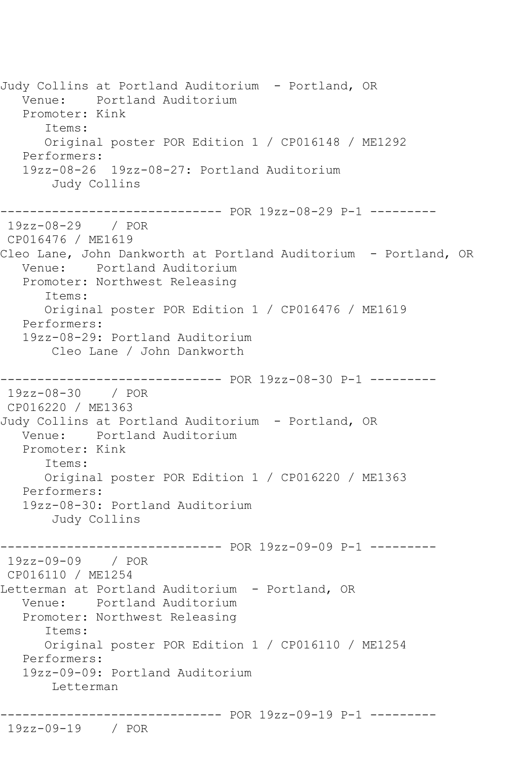```
Judy Collins at Portland Auditorium  - Portland, OR
   Venue:    Portland Auditorium
   Promoter: Kink
      Items:
      Original poster POR Edition 1 / CP016148 / ME1292
   Performers:
   19zz-08-26  19zz-08-27: Portland Auditorium
       Judy Collins

------------------------------ POR 19zz-08-29 P-1 ---------
 19zz-08-29    / POR
 CP016476 / ME1619
Cleo Lane, John Dankworth at Portland Auditorium  - Portland, OR
   Venue:    Portland Auditorium
   Promoter: Northwest Releasing
      Items:
      Original poster POR Edition 1 / CP016476 / ME1619
   Performers:
   19zz-08-29: Portland Auditorium
       Cleo Lane / John Dankworth

------------------------------ POR 19zz-08-30 P-1 ---------
 19zz-08-30    / POR
 CP016220 / ME1363
Judy Collins at Portland Auditorium  - Portland, OR
   Venue:    Portland Auditorium
   Promoter: Kink
      Items:
      Original poster POR Edition 1 / CP016220 / ME1363
   Performers:
   19zz-08-30: Portland Auditorium
       Judy Collins

------------------------------ POR 19zz-09-09 P-1 ---------
 19zz-09-09    / POR
 CP016110 / ME1254
Letterman at Portland Auditorium  - Portland, OR
   Venue:    Portland Auditorium
   Promoter: Northwest Releasing
      Items:
      Original poster POR Edition 1 / CP016110 / ME1254
   Performers:
   19zz-09-09: Portland Auditorium
       Letterman

------------------------------ POR 19zz-09-19 P-1 ---------
 19zz-09-19    / POR
```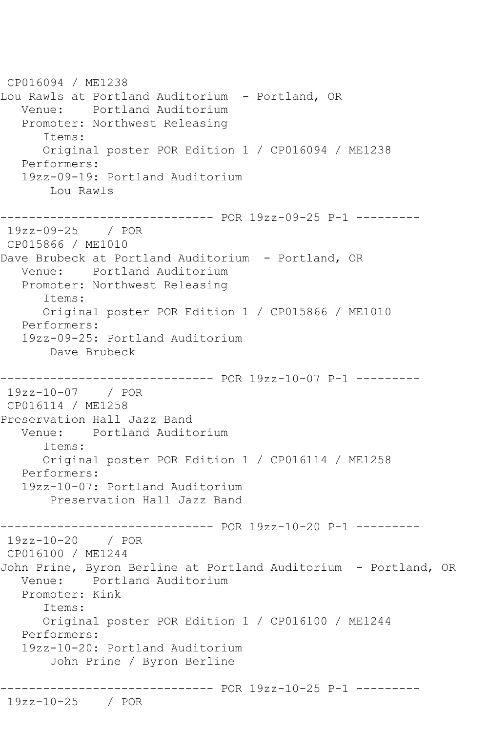```
 CP016094 / ME1238
Lou Rawls at Portland Auditorium  - Portland, OR
   Venue:    Portland Auditorium
   Promoter: Northwest Releasing
      Items:
      Original poster POR Edition 1 / CP016094 / ME1238
   Performers:
   19zz-09-19: Portland Auditorium
       Lou Rawls

------------------------------ POR 19zz-09-25 P-1 ---------
 19zz-09-25    / POR
 CP015866 / ME1010
Dave Brubeck at Portland Auditorium  - Portland, OR
   Venue:    Portland Auditorium
   Promoter: Northwest Releasing
      Items:
      Original poster POR Edition 1 / CP015866 / ME1010
   Performers:
   19zz-09-25: Portland Auditorium
       Dave Brubeck

------------------------------ POR 19zz-10-07 P-1 ---------
 19zz-10-07    / POR
 CP016114 / ME1258
Preservation Hall Jazz Band
   Venue:    Portland Auditorium
      Items:
      Original poster POR Edition 1 / CP016114 / ME1258
   Performers:
   19zz-10-07: Portland Auditorium
       Preservation Hall Jazz Band

------------------------------ POR 19zz-10-20 P-1 ---------
 19zz-10-20    / POR
 CP016100 / ME1244
John Prine, Byron Berline at Portland Auditorium  - Portland, OR
   Venue:    Portland Auditorium
   Promoter: Kink
      Items:
      Original poster POR Edition 1 / CP016100 / ME1244
   Performers:
   19zz-10-20: Portland Auditorium
       John Prine / Byron Berline

------------------------------ POR 19zz-10-25 P-1 ---------
 19zz-10-25    / POR
```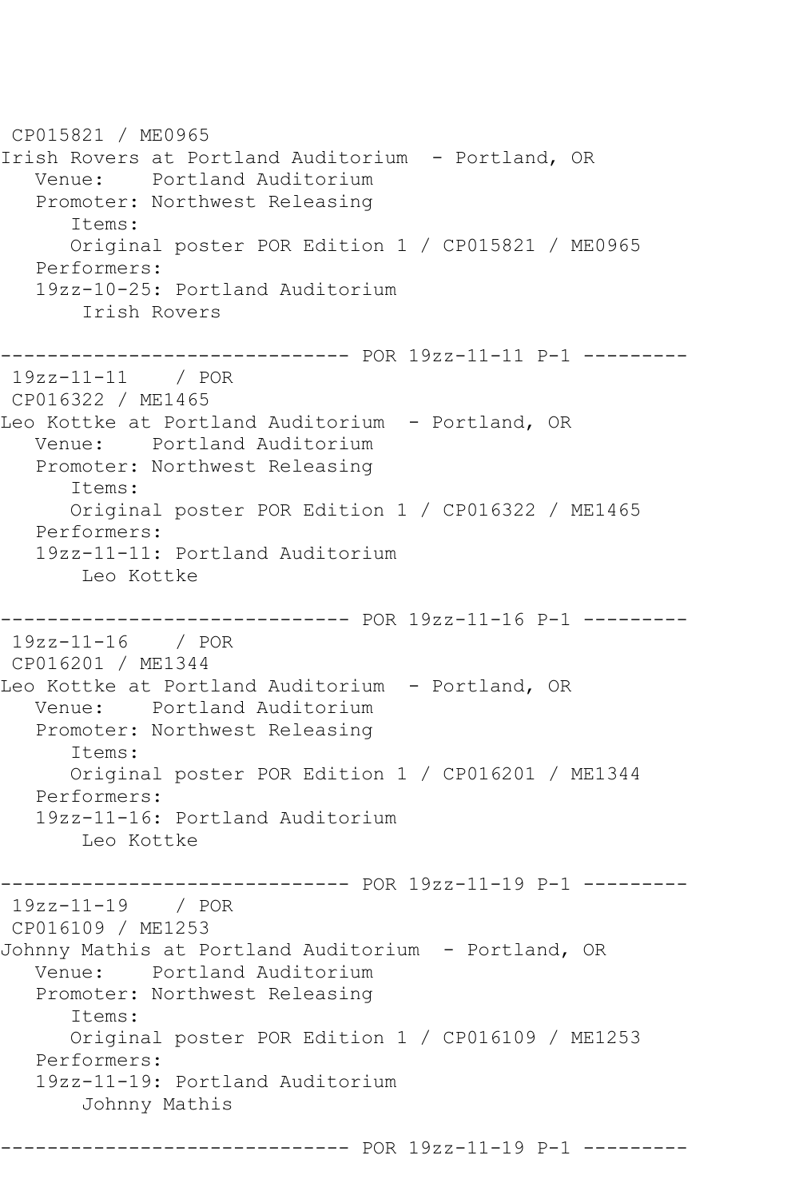CP015821 / ME0965
Irish Rovers at Portland Auditorium  - Portland, OR
   Venue:    Portland Auditorium
   Promoter: Northwest Releasing
      Items:
      Original poster POR Edition 1 / CP015821 / ME0965
   Performers:
   19zz-10-25: Portland Auditorium
       Irish Rovers

------------------------------ POR 19zz-11-11 P-1 ---------
 19zz-11-11    / POR
 CP016322 / ME1465
Leo Kottke at Portland Auditorium  - Portland, OR
   Venue:    Portland Auditorium
   Promoter: Northwest Releasing
      Items:
      Original poster POR Edition 1 / CP016322 / ME1465
   Performers:
   19zz-11-11: Portland Auditorium
       Leo Kottke

------------------------------ POR 19zz-11-16 P-1 ---------
 19zz-11-16    / POR
 CP016201 / ME1344
Leo Kottke at Portland Auditorium  - Portland, OR
   Venue:    Portland Auditorium
   Promoter: Northwest Releasing
      Items:
      Original poster POR Edition 1 / CP016201 / ME1344
   Performers:
   19zz-11-16: Portland Auditorium
       Leo Kottke

------------------------------ POR 19zz-11-19 P-1 ---------
 19zz-11-19    / POR
 CP016109 / ME1253
Johnny Mathis at Portland Auditorium  - Portland, OR
   Venue:    Portland Auditorium
   Promoter: Northwest Releasing
      Items:
      Original poster POR Edition 1 / CP016109 / ME1253
   Performers:
   19zz-11-19: Portland Auditorium
       Johnny Mathis

------------------------------ POR 19zz-11-19 P-1 ---------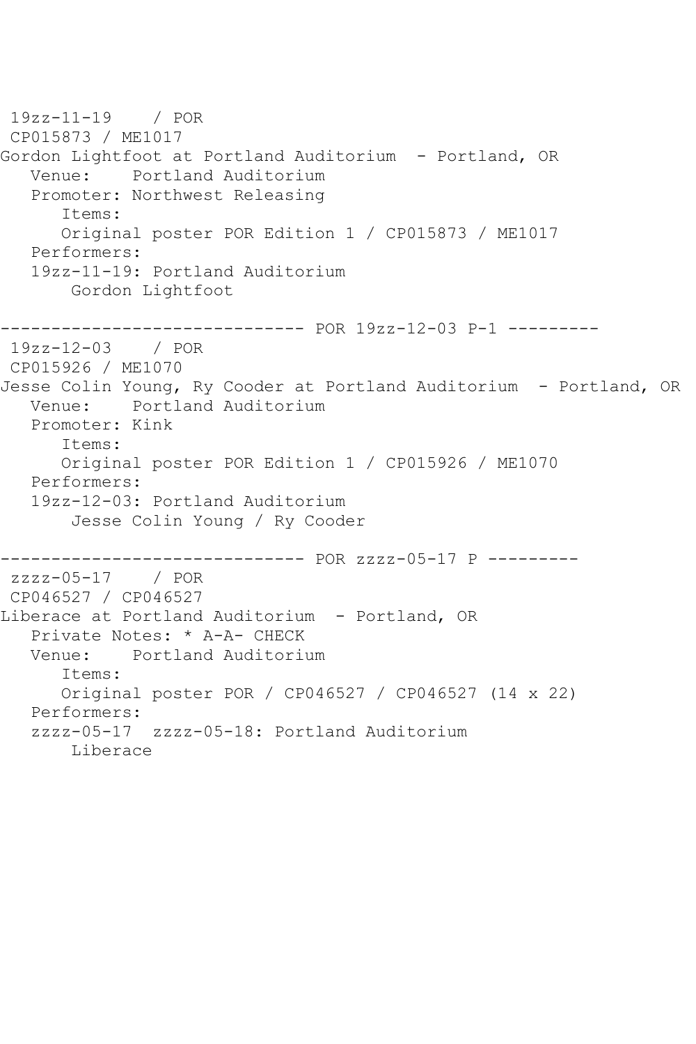19zz-11-19 / POR
CP015873 / ME1017
Gordon Lightfoot at Portland Auditorium - Portland, OR
Venue: Portland Auditorium
Promoter: Northwest Releasing
Items:
Original poster POR Edition 1 / CP015873 / ME1017
Performers:
19zz-11-19: Portland Auditorium
Gordon Lightfoot

------------------------------ POR 19zz-12-03 P-1 ---------
19zz-12-03 / POR
CP015926 / ME1070
Jesse Colin Young, Ry Cooder at Portland Auditorium - Portland, OR
Venue: Portland Auditorium
Promoter: Kink
Items:
Original poster POR Edition 1 / CP015926 / ME1070
Performers:
19zz-12-03: Portland Auditorium
Jesse Colin Young / Ry Cooder

------------------------------ POR zzzz-05-17 P ---------
zzzz-05-17 / POR
CP046527 / CP046527
Liberace at Portland Auditorium - Portland, OR
Private Notes: * A-A- CHECK
Venue: Portland Auditorium
Items:
Original poster POR / CP046527 / CP046527 (14 x 22)
Performers:
zzzz-05-17 zzzz-05-18: Portland Auditorium
Liberace